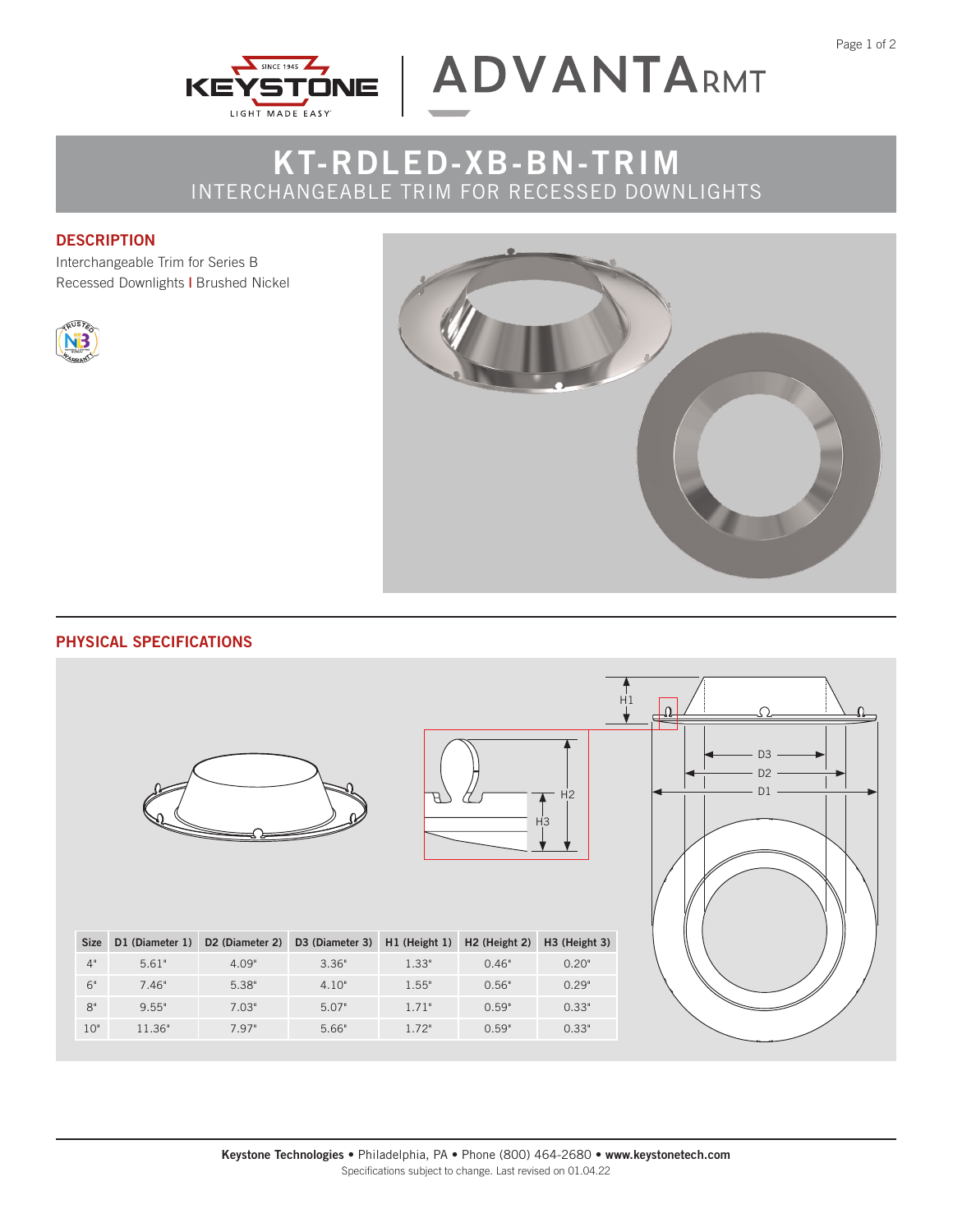# KT-RDLED-XB-BN-TRIM

## INTERCHANGEABLE TRIM FOR RECESSED DOWNLIGHTS

## DESCRIPTION

Interchangeable Trim for Series B Recessed Downlights | Brushed Nickel

## PHYSICAL SPECIFICATIONS

| Size | D1 (Diameter 1) | D2 (Diameter 2) | D3 (Diameter 3) | H1 (Height 1) | H2 (Height 2) | H3 (Height 3) |
|---|---|---|---|---|---|---|
| 4" | 5.61" | 4.09" | 3.36" | 1.33" | 0.46" | 0.20" |
| 6" | 7.46" | 5.38" | 4.10" | 1.55" | 0.56" | 0.29" |
| 8" | 9.55" | 7.03" | 5.07" | 1.71" | 0.59" | 0.33" |
| 10" | 11.36" | 7.97" | 5.66" | 1.72" | 0.59" | 0.33" |

**Keystone Technologies** • Philadelphia, PA • Phone (800) 464-2680 • **www.keystonetech.com**
Specifications subject to change. Last revised on 01.04.22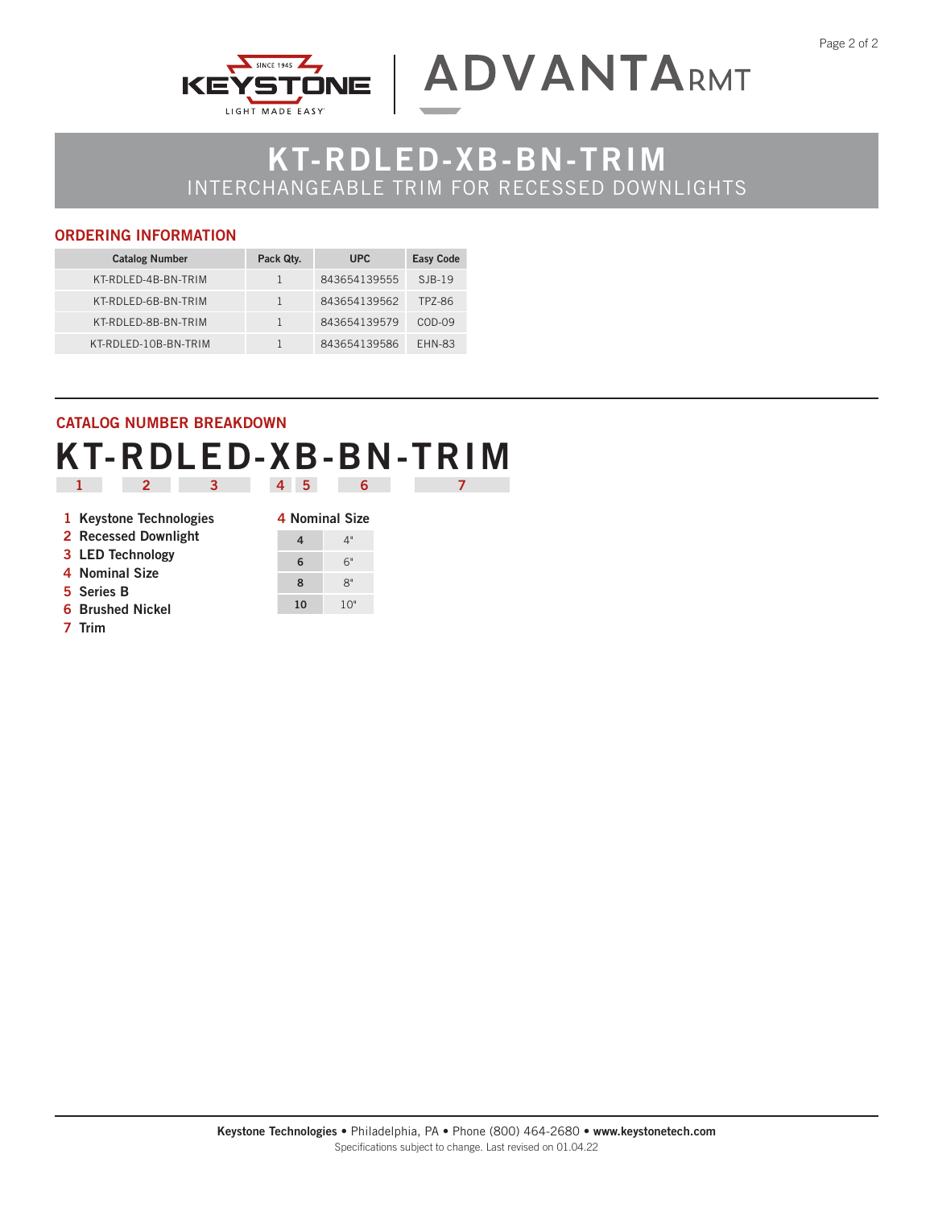# KT-RDLED-XB-BN-TRIM

INTERCHANGEABLE TRIM FOR RECESSED DOWNLIGHTS

## ORDERING INFORMATION

| Catalog Number | Pack Qty. | UPC | Easy Code |
|---|---|---|---|
| KT-RDLED-4B-BN-TRIM | 1 | 843654139555 | SJB-19 |
| KT-RDLED-6B-BN-TRIM | 1 | 843654139562 | TPZ-86 |
| KT-RDLED-8B-BN-TRIM | 1 | 843654139579 | COD-09 |
| KT-RDLED-10B-BN-TRIM | 1 | 843654139586 | EHN-83 |

## CATALOG NUMBER BREAKDOWN

**KT-RDLED-XB-BN-TRIM**

1 2 3 4 5 6 7

1 **Keystone Technologies**
2 **Recessed Downlight**
3 **LED Technology**
4 **Nominal Size**
5 **Series B**
6 **Brushed Nickel**
7 **Trim**

**4 Nominal Size**

| | |
|---|---|
| 4 | 4" |
| 6 | 6" |
| 8 | 8" |
| 10 | 10" |

**Keystone Technologies** • Philadelphia, PA • Phone (800) 464-2680 • **www.keystonetech.com**

Specifications subject to change. Last revised on 01.04.22